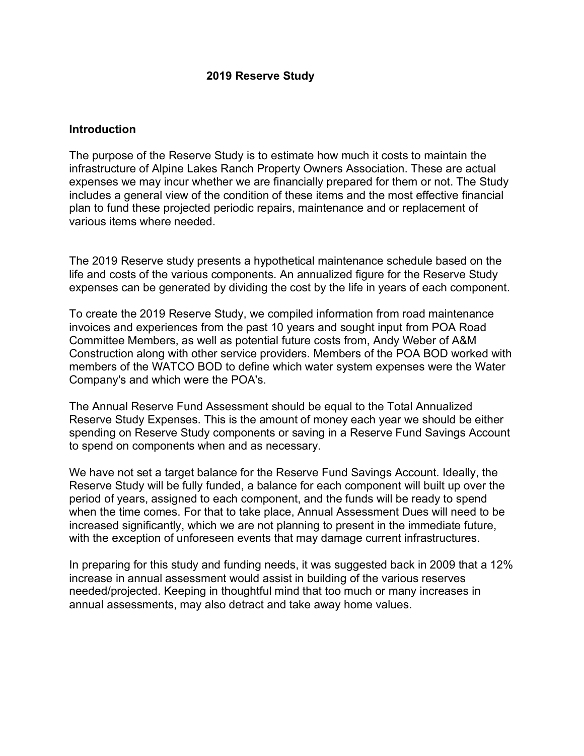# 2019 Reserve Study

## Introduction

The purpose of the Reserve Study is to estimate how much it costs to maintain the infrastructure of Alpine Lakes Ranch Property Owners Association. These are actual expenses we may incur whether we are financially prepared for them or not. The Study includes a general view of the condition of these items and the most effective financial plan to fund these projected periodic repairs, maintenance and or replacement of various items where needed.

The 2019 Reserve study presents a hypothetical maintenance schedule based on the life and costs of the various components. An annualized figure for the Reserve Study expenses can be generated by dividing the cost by the life in years of each component.

To create the 2019 Reserve Study, we compiled information from road maintenance invoices and experiences from the past 10 years and sought input from POA Road Committee Members, as well as potential future costs from, Andy Weber of A&M Construction along with other service providers. Members of the POA BOD worked with members of the WATCO BOD to define which water system expenses were the Water Company's and which were the POA's.

The Annual Reserve Fund Assessment should be equal to the Total Annualized Reserve Study Expenses. This is the amount of money each year we should be either spending on Reserve Study components or saving in a Reserve Fund Savings Account to spend on components when and as necessary.

We have not set a target balance for the Reserve Fund Savings Account. Ideally, the Reserve Study will be fully funded, a balance for each component will built up over the period of years, assigned to each component, and the funds will be ready to spend when the time comes. For that to take place, Annual Assessment Dues will need to be increased significantly, which we are not planning to present in the immediate future, with the exception of unforeseen events that may damage current infrastructures.

In preparing for this study and funding needs, it was suggested back in 2009 that a 12% increase in annual assessment would assist in building of the various reserves needed/projected. Keeping in thoughtful mind that too much or many increases in annual assessments, may also detract and take away home values.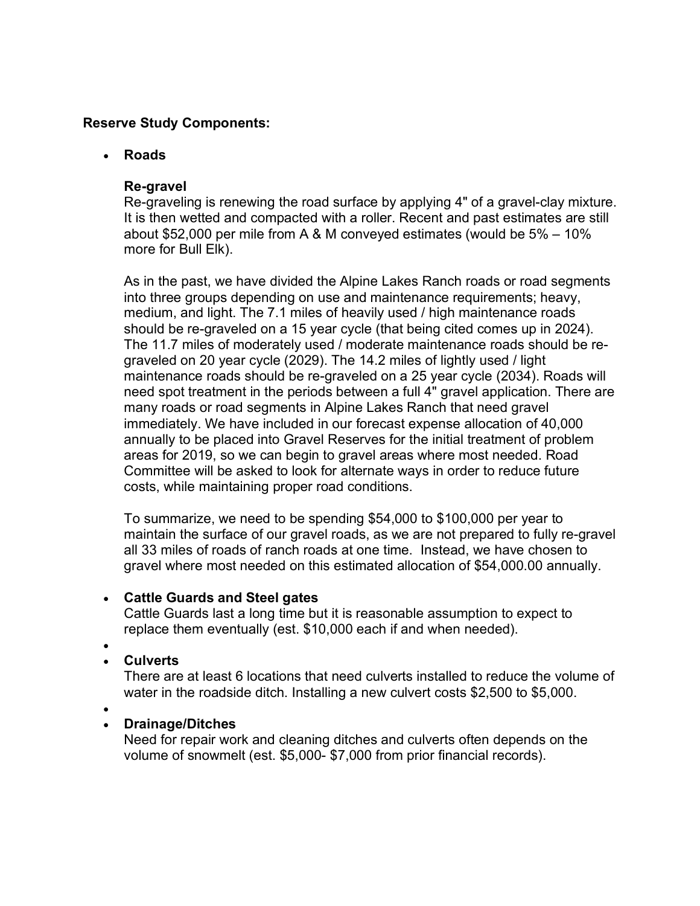**Reserve Study Components:**

- **Roads**

  **Re-gravel**
  Re-graveling is renewing the road surface by applying 4" of a gravel-clay mixture. It is then wetted and compacted with a roller. Recent and past estimates are still about $52,000 per mile from A & M conveyed estimates (would be 5% – 10% more for Bull Elk).

  As in the past, we have divided the Alpine Lakes Ranch roads or road segments into three groups depending on use and maintenance requirements; heavy, medium, and light. The 7.1 miles of heavily used / high maintenance roads should be re-graveled on a 15 year cycle (that being cited comes up in 2024). The 11.7 miles of moderately used / moderate maintenance roads should be re-graveled on 20 year cycle (2029). The 14.2 miles of lightly used / light maintenance roads should be re-graveled on a 25 year cycle (2034). Roads will need spot treatment in the periods between a full 4" gravel application. There are many roads or road segments in Alpine Lakes Ranch that need gravel immediately. We have included in our forecast expense allocation of 40,000 annually to be placed into Gravel Reserves for the initial treatment of problem areas for 2019, so we can begin to gravel areas where most needed. Road Committee will be asked to look for alternate ways in order to reduce future costs, while maintaining proper road conditions.

  To summarize, we need to be spending $54,000 to $100,000 per year to maintain the surface of our gravel roads, as we are not prepared to fully re-gravel all 33 miles of roads of ranch roads at one time. Instead, we have chosen to gravel where most needed on this estimated allocation of $54,000.00 annually.

- **Cattle Guards and Steel gates**
  Cattle Guards last a long time but it is reasonable assumption to expect to replace them eventually (est. $10,000 each if and when needed).

- **Culverts**
  There are at least 6 locations that need culverts installed to reduce the volume of water in the roadside ditch. Installing a new culvert costs $2,500 to $5,000.

- **Drainage/Ditches**
  Need for repair work and cleaning ditches and culverts often depends on the volume of snowmelt (est. $5,000- $7,000 from prior financial records).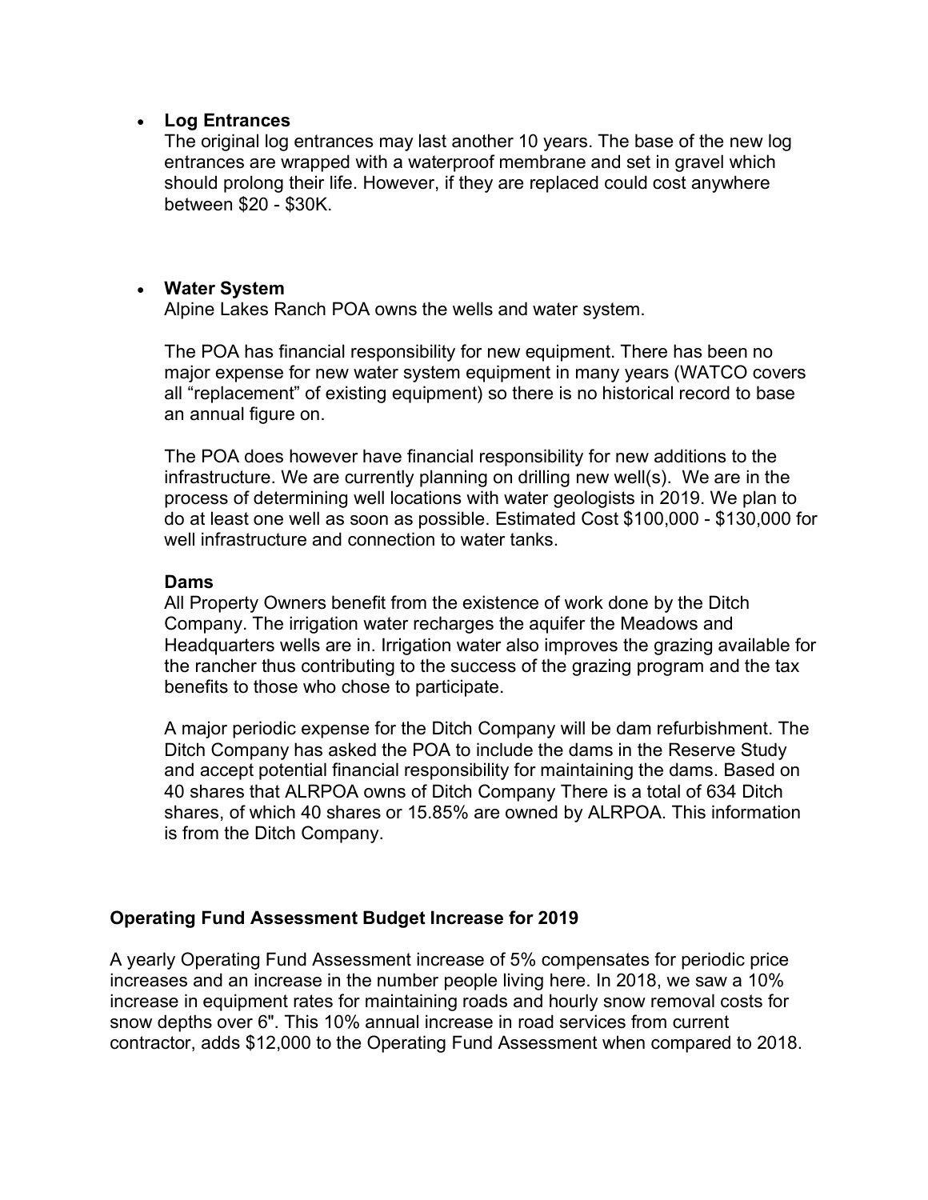- **Log Entrances**
  The original log entrances may last another 10 years. The base of the new log entrances are wrapped with a waterproof membrane and set in gravel which should prolong their life. However, if they are replaced could cost anywhere between $20 - $30K.

- **Water System**
  Alpine Lakes Ranch POA owns the wells and water system.

  The POA has financial responsibility for new equipment. There has been no major expense for new water system equipment in many years (WATCO covers all "replacement" of existing equipment) so there is no historical record to base an annual figure on.

  The POA does however have financial responsibility for new additions to the infrastructure. We are currently planning on drilling new well(s). We are in the process of determining well locations with water geologists in 2019. We plan to do at least one well as soon as possible. Estimated Cost $100,000 - $130,000 for well infrastructure and connection to water tanks.

  **Dams**
  All Property Owners benefit from the existence of work done by the Ditch Company. The irrigation water recharges the aquifer the Meadows and Headquarters wells are in. Irrigation water also improves the grazing available for the rancher thus contributing to the success of the grazing program and the tax benefits to those who chose to participate.

  A major periodic expense for the Ditch Company will be dam refurbishment. The Ditch Company has asked the POA to include the dams in the Reserve Study and accept potential financial responsibility for maintaining the dams. Based on 40 shares that ALRPOA owns of Ditch Company There is a total of 634 Ditch shares, of which 40 shares or 15.85% are owned by ALRPOA. This information is from the Ditch Company.

**Operating Fund Assessment Budget Increase for 2019**

A yearly Operating Fund Assessment increase of 5% compensates for periodic price increases and an increase in the number people living here. In 2018, we saw a 10% increase in equipment rates for maintaining roads and hourly snow removal costs for snow depths over 6". This 10% annual increase in road services from current contractor, adds $12,000 to the Operating Fund Assessment when compared to 2018.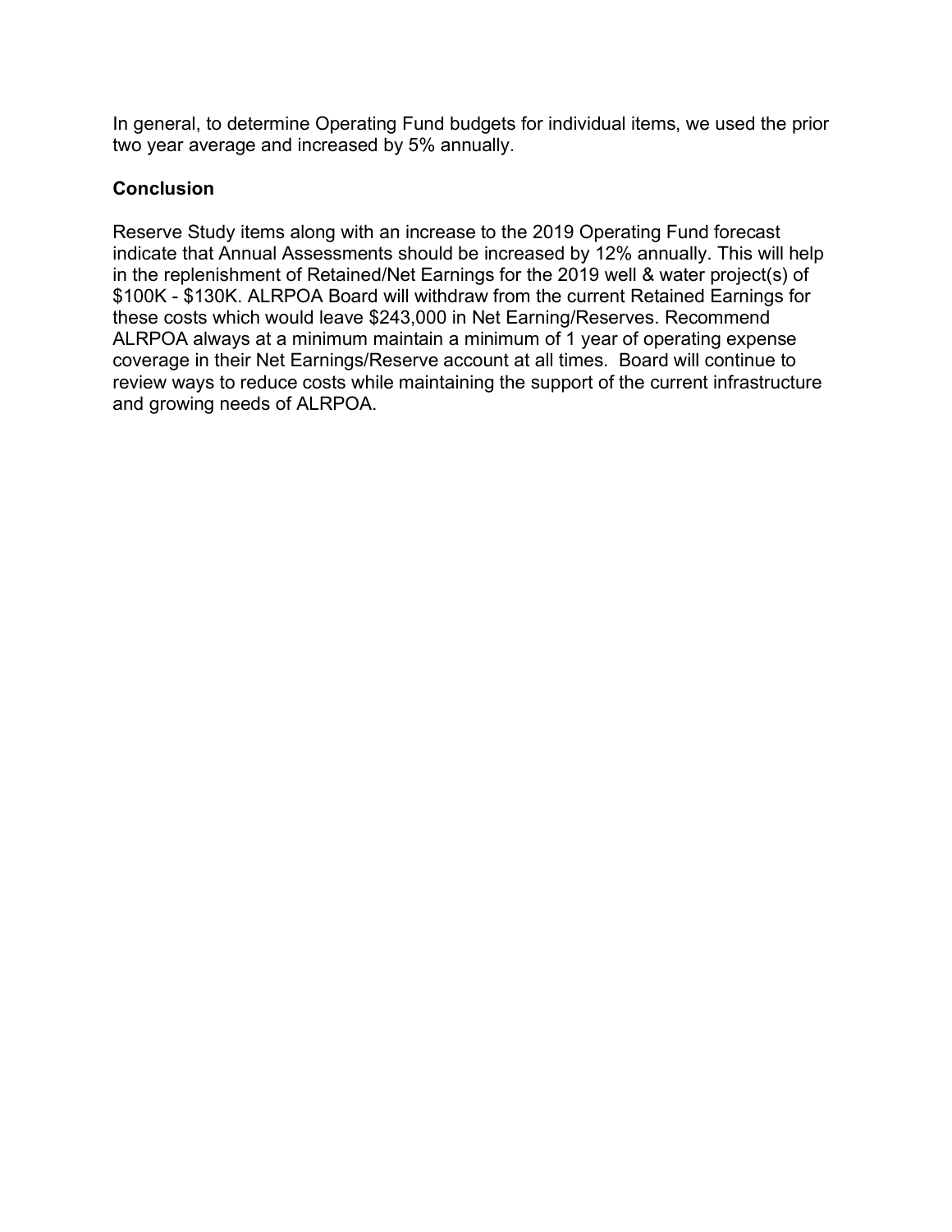In general, to determine Operating Fund budgets for individual items, we used the prior two year average and increased by 5% annually.

**Conclusion**

Reserve Study items along with an increase to the 2019 Operating Fund forecast indicate that Annual Assessments should be increased by 12% annually. This will help in the replenishment of Retained/Net Earnings for the 2019 well & water project(s) of $100K - $130K. ALRPOA Board will withdraw from the current Retained Earnings for these costs which would leave $243,000 in Net Earning/Reserves. Recommend ALRPOA always at a minimum maintain a minimum of 1 year of operating expense coverage in their Net Earnings/Reserve account at all times. Board will continue to review ways to reduce costs while maintaining the support of the current infrastructure and growing needs of ALRPOA.